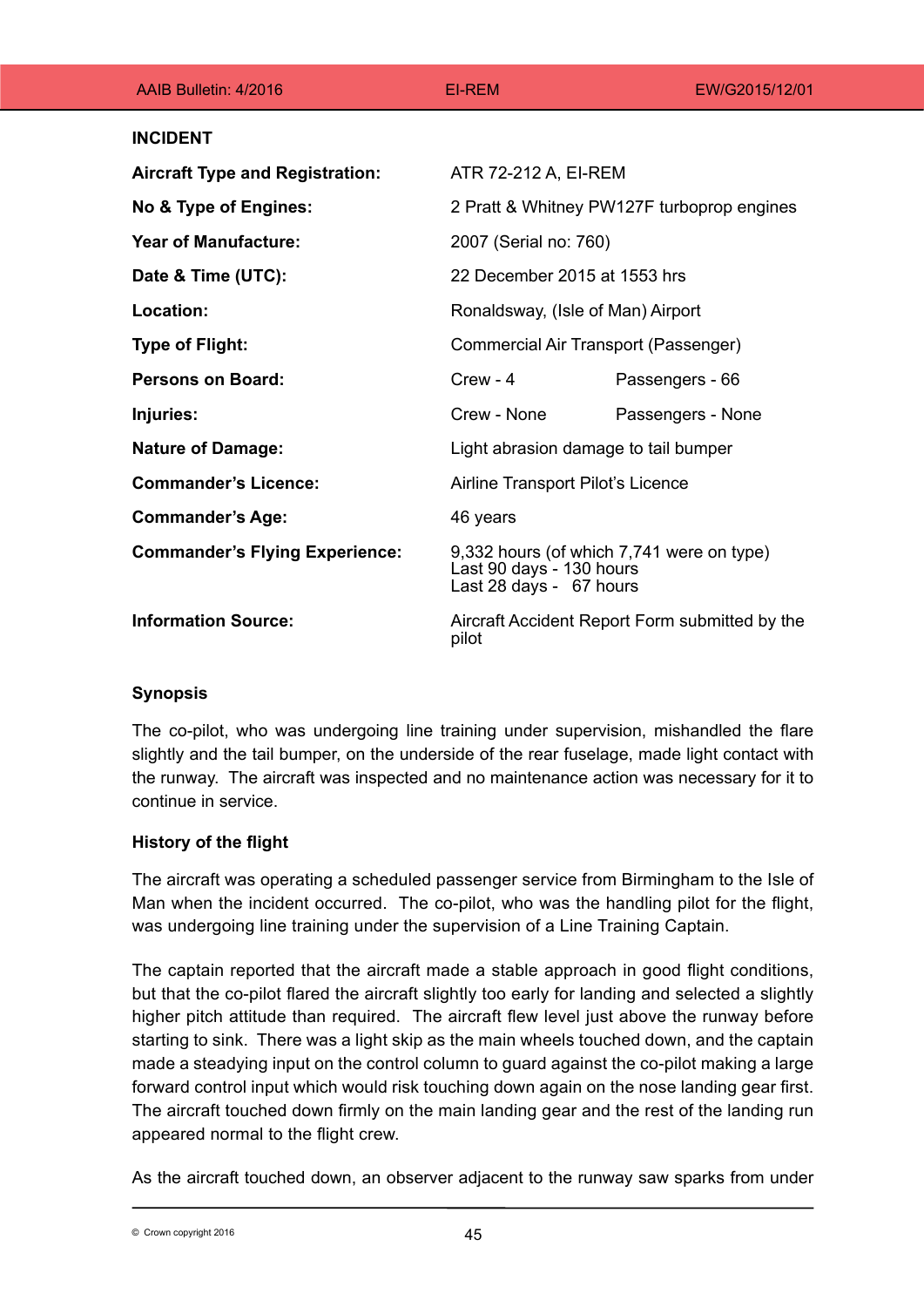**INCIDENT**

| | | |
|---|---|---|
| **Aircraft Type and Registration:** | ATR 72-212 A, EI-REM | |
| **No & Type of Engines:** | 2 Pratt & Whitney PW127F turboprop engines | |
| **Year of Manufacture:** | 2007 (Serial no: 760) | |
| **Date & Time (UTC):** | 22 December 2015 at 1553 hrs | |
| **Location:** | Ronaldsway, (Isle of Man) Airport | |
| **Type of Flight:** | Commercial Air Transport (Passenger) | |
| **Persons on Board:** | Crew - 4 | Passengers - 66 |
| **Injuries:** | Crew - None | Passengers - None |
| **Nature of Damage:** | Light abrasion damage to tail bumper | |
| **Commander's Licence:** | Airline Transport Pilot's Licence | |
| **Commander's Age:** | 46 years | |
| **Commander's Flying Experience:** | 9,332 hours (of which 7,741 were on type)<br>Last 90 days - 130 hours<br>Last 28 days - 67 hours | |
| **Information Source:** | Aircraft Accident Report Form submitted by the pilot | |

**Synopsis**

The co-pilot, who was undergoing line training under supervision, mishandled the flare slightly and the tail bumper, on the underside of the rear fuselage, made light contact with the runway. The aircraft was inspected and no maintenance action was necessary for it to continue in service.

**History of the flight**

The aircraft was operating a scheduled passenger service from Birmingham to the Isle of Man when the incident occurred. The co-pilot, who was the handling pilot for the flight, was undergoing line training under the supervision of a Line Training Captain.

The captain reported that the aircraft made a stable approach in good flight conditions, but that the co-pilot flared the aircraft slightly too early for landing and selected a slightly higher pitch attitude than required. The aircraft flew level just above the runway before starting to sink. There was a light skip as the main wheels touched down, and the captain made a steadying input on the control column to guard against the co-pilot making a large forward control input which would risk touching down again on the nose landing gear first. The aircraft touched down firmly on the main landing gear and the rest of the landing run appeared normal to the flight crew.

As the aircraft touched down, an observer adjacent to the runway saw sparks from under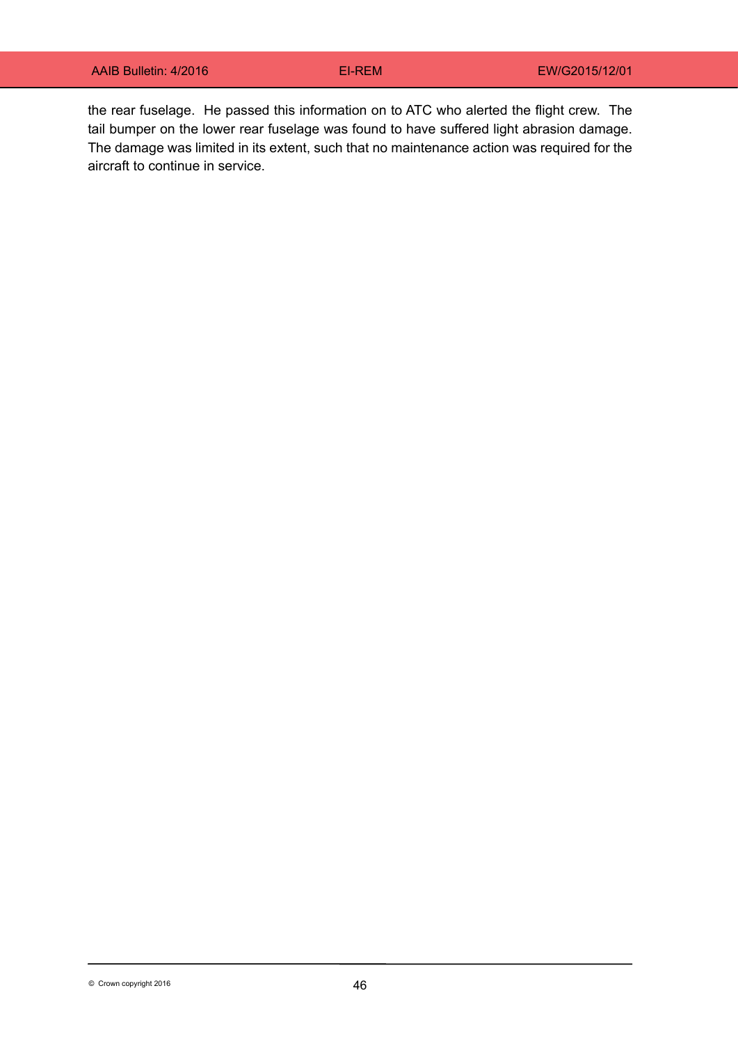the rear fuselage. He passed this information on to ATC who alerted the flight crew. The tail bumper on the lower rear fuselage was found to have suffered light abrasion damage. The damage was limited in its extent, such that no maintenance action was required for the aircraft to continue in service.